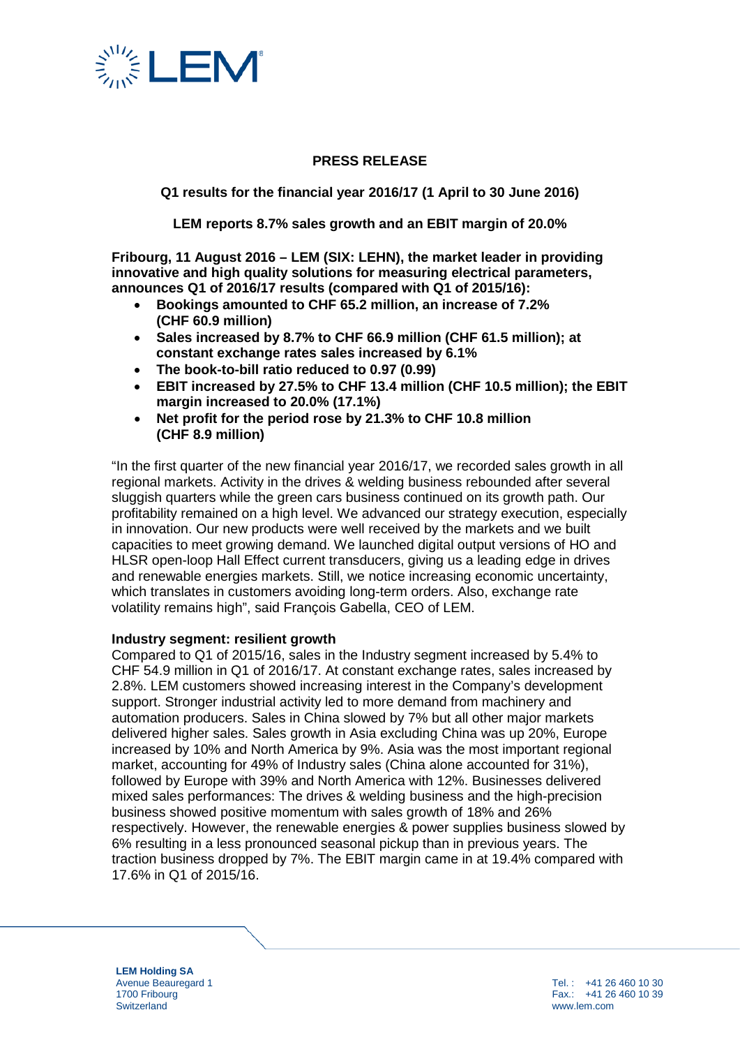## PRESS RELEASE

**Q1 results for the financial year 2016/17 (1 April to 30 June 2016)**

**LEM reports 8.7% sales growth and an EBIT margin of 20.0%**

**Fribourg, 11 August 2016 – LEM (SIX: LEHN), the market leader in providing innovative and high quality solutions for measuring electrical parameters, announces Q1 of 2016/17 results (compared with Q1 of 2015/16):**

- **Bookings amounted to CHF 65.2 million, an increase of 7.2% (CHF 60.9 million)**
- **Sales increased by 8.7% to CHF 66.9 million (CHF 61.5 million); at constant exchange rates sales increased by 6.1%**
- **The book-to-bill ratio reduced to 0.97 (0.99)**
- **EBIT increased by 27.5% to CHF 13.4 million (CHF 10.5 million); the EBIT margin increased to 20.0% (17.1%)**
- **Net profit for the period rose by 21.3% to CHF 10.8 million (CHF 8.9 million)**

"In the first quarter of the new financial year 2016/17, we recorded sales growth in all regional markets. Activity in the drives & welding business rebounded after several sluggish quarters while the green cars business continued on its growth path. Our profitability remained on a high level. We advanced our strategy execution, especially in innovation. Our new products were well received by the markets and we built capacities to meet growing demand. We launched digital output versions of HO and HLSR open-loop Hall Effect current transducers, giving us a leading edge in drives and renewable energies markets. Still, we notice increasing economic uncertainty, which translates in customers avoiding long-term orders. Also, exchange rate volatility remains high", said François Gabella, CEO of LEM.

**Industry segment: resilient growth**

Compared to Q1 of 2015/16, sales in the Industry segment increased by 5.4% to CHF 54.9 million in Q1 of 2016/17. At constant exchange rates, sales increased by 2.8%. LEM customers showed increasing interest in the Company's development support. Stronger industrial activity led to more demand from machinery and automation producers. Sales in China slowed by 7% but all other major markets delivered higher sales. Sales growth in Asia excluding China was up 20%, Europe increased by 10% and North America by 9%. Asia was the most important regional market, accounting for 49% of Industry sales (China alone accounted for 31%), followed by Europe with 39% and North America with 12%. Businesses delivered mixed sales performances: The drives & welding business and the high-precision business showed positive momentum with sales growth of 18% and 26% respectively. However, the renewable energies & power supplies business slowed by 6% resulting in a less pronounced seasonal pickup than in previous years. The traction business dropped by 7%. The EBIT margin came in at 19.4% compared with 17.6% in Q1 of 2015/16.

**LEM Holding SA**
Avenue Beauregard 1
1700 Fribourg
Switzerland

Tel. : +41 26 460 10 30
Fax.: +41 26 460 10 39
www.lem.com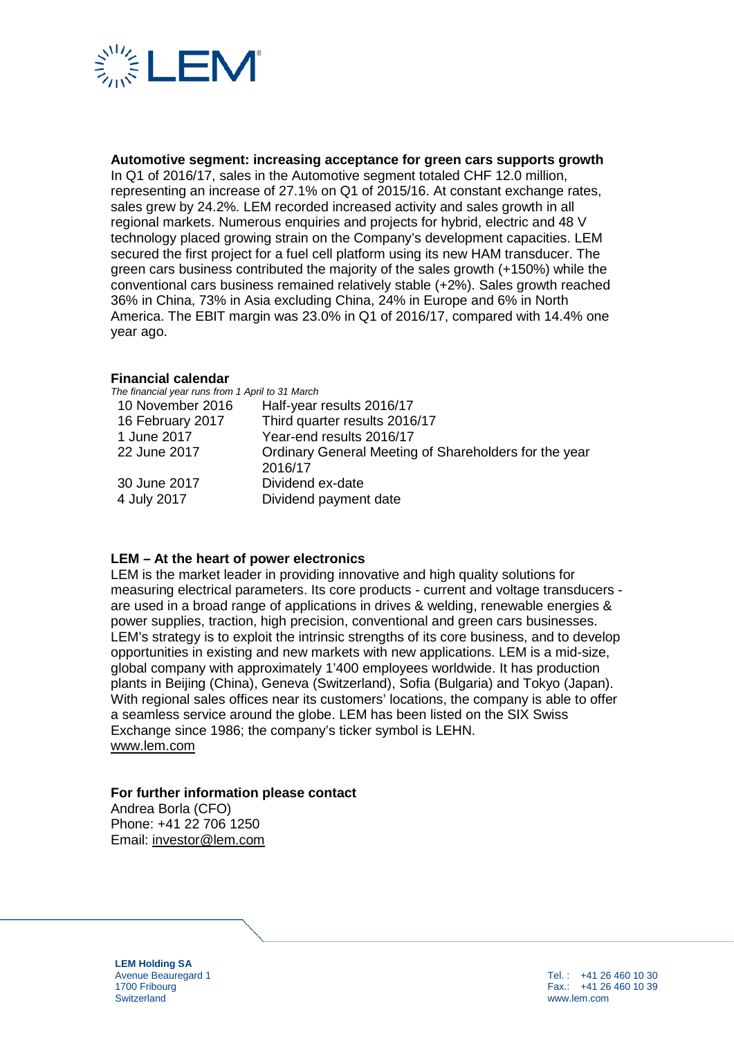**Automotive segment: increasing acceptance for green cars supports growth**

In Q1 of 2016/17, sales in the Automotive segment totaled CHF 12.0 million, representing an increase of 27.1% on Q1 of 2015/16. At constant exchange rates, sales grew by 24.2%. LEM recorded increased activity and sales growth in all regional markets. Numerous enquiries and projects for hybrid, electric and 48 V technology placed growing strain on the Company's development capacities. LEM secured the first project for a fuel cell platform using its new HAM transducer. The green cars business contributed the majority of the sales growth (+150%) while the conventional cars business remained relatively stable (+2%). Sales growth reached 36% in China, 73% in Asia excluding China, 24% in Europe and 6% in North America. The EBIT margin was 23.0% in Q1 of 2016/17, compared with 14.4% one year ago.

**Financial calendar**

*The financial year runs from 1 April to 31 March*

| | |
|---|---|
| 10 November 2016 | Half-year results 2016/17 |
| 16 February 2017 | Third quarter results 2016/17 |
| 1 June 2017 | Year-end results 2016/17 |
| 22 June 2017 | Ordinary General Meeting of Shareholders for the year 2016/17 |
| 30 June 2017 | Dividend ex-date |
| 4 July 2017 | Dividend payment date |

**LEM – At the heart of power electronics**

LEM is the market leader in providing innovative and high quality solutions for measuring electrical parameters. Its core products - current and voltage transducers - are used in a broad range of applications in drives & welding, renewable energies & power supplies, traction, high precision, conventional and green cars businesses. LEM's strategy is to exploit the intrinsic strengths of its core business, and to develop opportunities in existing and new markets with new applications. LEM is a mid-size, global company with approximately 1'400 employees worldwide. It has production plants in Beijing (China), Geneva (Switzerland), Sofia (Bulgaria) and Tokyo (Japan). With regional sales offices near its customers' locations, the company is able to offer a seamless service around the globe. LEM has been listed on the SIX Swiss Exchange since 1986; the company's ticker symbol is LEHN.
www.lem.com

**For further information please contact**

Andrea Borla (CFO)
Phone: +41 22 706 1250
Email: investor@lem.com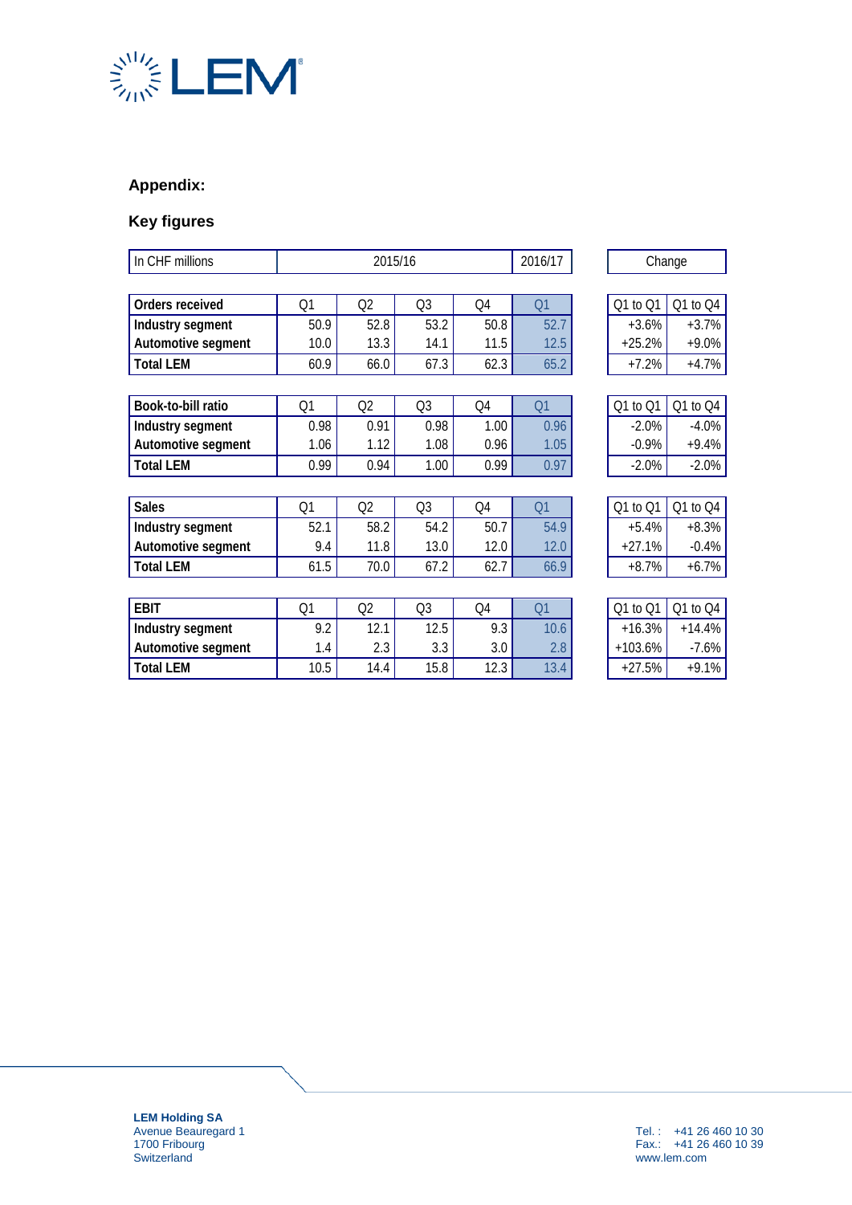## Appendix:

## Key figures

| In CHF millions | 2015/16 | | | | 2016/17 | Change | |
|---|---|---|---|---|---|---|---|
| **Orders received** | Q1 | Q2 | Q3 | Q4 | Q1 | Q1 to Q1 | Q1 to Q4 |
| **Industry segment** | 50.9 | 52.8 | 53.2 | 50.8 | 52.7 | +3.6% | +3.7% |
| **Automotive segment** | 10.0 | 13.3 | 14.1 | 11.5 | 12.5 | +25.2% | +9.0% |
| **Total LEM** | 60.9 | 66.0 | 67.3 | 62.3 | 65.2 | +7.2% | +4.7% |
| **Book-to-bill ratio** | Q1 | Q2 | Q3 | Q4 | Q1 | Q1 to Q1 | Q1 to Q4 |
| **Industry segment** | 0.98 | 0.91 | 0.98 | 1.00 | 0.96 | -2.0% | -4.0% |
| **Automotive segment** | 1.06 | 1.12 | 1.08 | 0.96 | 1.05 | -0.9% | +9.4% |
| **Total LEM** | 0.99 | 0.94 | 1.00 | 0.99 | 0.97 | -2.0% | -2.0% |
| **Sales** | Q1 | Q2 | Q3 | Q4 | Q1 | Q1 to Q1 | Q1 to Q4 |
| **Industry segment** | 52.1 | 58.2 | 54.2 | 50.7 | 54.9 | +5.4% | +8.3% |
| **Automotive segment** | 9.4 | 11.8 | 13.0 | 12.0 | 12.0 | +27.1% | -0.4% |
| **Total LEM** | 61.5 | 70.0 | 67.2 | 62.7 | 66.9 | +8.7% | +6.7% |
| **EBIT** | Q1 | Q2 | Q3 | Q4 | Q1 | Q1 to Q1 | Q1 to Q4 |
| **Industry segment** | 9.2 | 12.1 | 12.5 | 9.3 | 10.6 | +16.3% | +14.4% |
| **Automotive segment** | 1.4 | 2.3 | 3.3 | 3.0 | 2.8 | +103.6% | -7.6% |
| **Total LEM** | 10.5 | 14.4 | 15.8 | 12.3 | 13.4 | +27.5% | +9.1% |

**LEM Holding SA**
Avenue Beauregard 1
1700 Fribourg
Switzerland

Tel. : +41 26 460 10 30
Fax.: +41 26 460 10 39
www.lem.com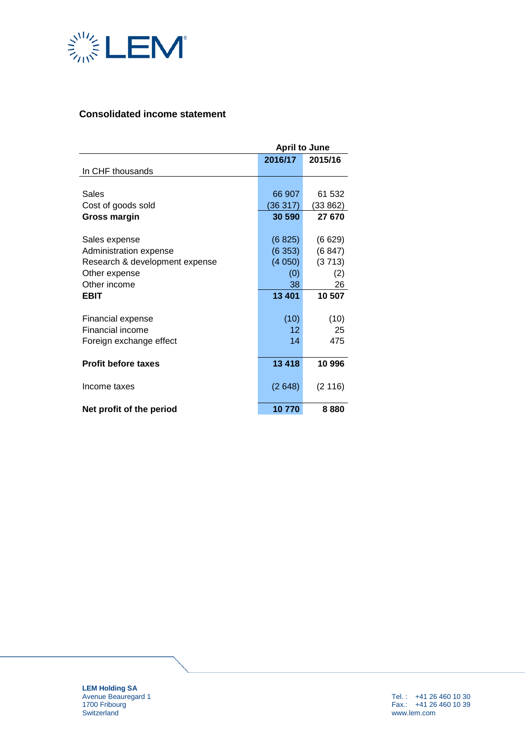## Consolidated income statement

| In CHF thousands | April to June 2016/17 | April to June 2015/16 |
|---|---|---|
| Sales | 66 907 | 61 532 |
| Cost of goods sold | (36 317) | (33 862) |
| **Gross margin** | **30 590** | **27 670** |
| Sales expense | (6 825) | (6 629) |
| Administration expense | (6 353) | (6 847) |
| Research & development expense | (4 050) | (3 713) |
| Other expense | (0) | (2) |
| Other income | 38 | 26 |
| **EBIT** | **13 401** | **10 507** |
| Financial expense | (10) | (10) |
| Financial income | 12 | 25 |
| Foreign exchange effect | 14 | 475 |
| **Profit before taxes** | **13 418** | **10 996** |
| Income taxes | (2 648) | (2 116) |
| **Net profit of the period** | **10 770** | **8 880** |

**LEM Holding SA**
Avenue Beauregard 1
1700 Fribourg
Switzerland

Tel. : +41 26 460 10 30
Fax.: +41 26 460 10 39
www.lem.com